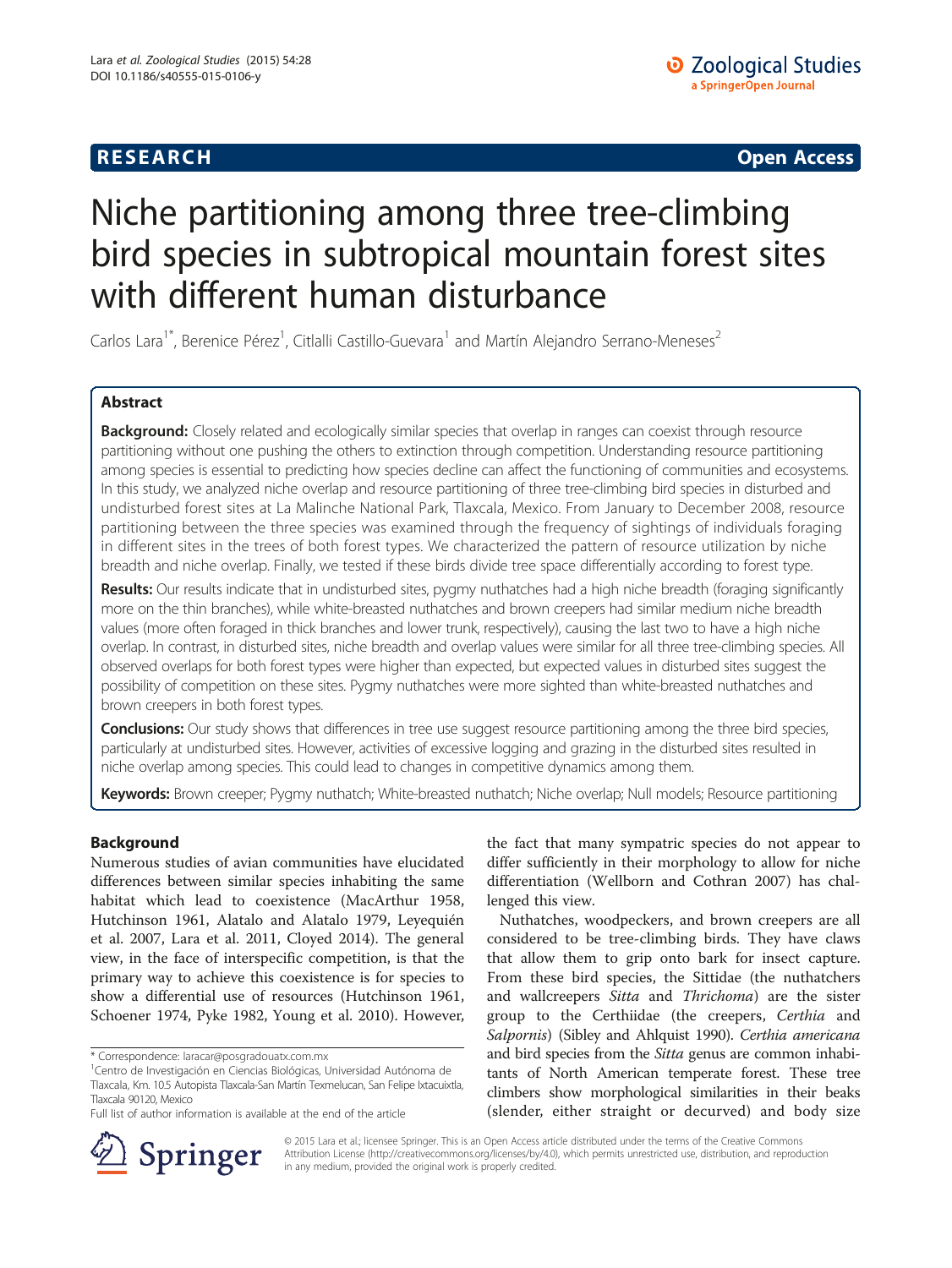**RESEARCH** **Open Access**

# Niche partitioning among three tree-climbing bird species in subtropical mountain forest sites with different human disturbance

Carlos Lara[1*], Berenice Pérez[1], Citlalli Castillo-Guevara[1] and Martín Alejandro Serrano-Meneses[2]

## Abstract

**Background:** Closely related and ecologically similar species that overlap in ranges can coexist through resource partitioning without one pushing the others to extinction through competition. Understanding resource partitioning among species is essential to predicting how species decline can affect the functioning of communities and ecosystems. In this study, we analyzed niche overlap and resource partitioning of three tree-climbing bird species in disturbed and undisturbed forest sites at La Malinche National Park, Tlaxcala, Mexico. From January to December 2008, resource partitioning between the three species was examined through the frequency of sightings of individuals foraging in different sites in the trees of both forest types. We characterized the pattern of resource utilization by niche breadth and niche overlap. Finally, we tested if these birds divide tree space differentially according to forest type.

**Results:** Our results indicate that in undisturbed sites, pygmy nuthatches had a high niche breadth (foraging significantly more on the thin branches), while white-breasted nuthatches and brown creepers had similar medium niche breadth values (more often foraged in thick branches and lower trunk, respectively), causing the last two to have a high niche overlap. In contrast, in disturbed sites, niche breadth and overlap values were similar for all three tree-climbing species. All observed overlaps for both forest types were higher than expected, but expected values in disturbed sites suggest the possibility of competition on these sites. Pygmy nuthatches were more sighted than white-breasted nuthatches and brown creepers in both forest types.

**Conclusions:** Our study shows that differences in tree use suggest resource partitioning among the three bird species, particularly at undisturbed sites. However, activities of excessive logging and grazing in the disturbed sites resulted in niche overlap among species. This could lead to changes in competitive dynamics among them.

**Keywords:** Brown creeper; Pygmy nuthatch; White-breasted nuthatch; Niche overlap; Null models; Resource partitioning

## Background

Numerous studies of avian communities have elucidated differences between similar species inhabiting the same habitat which lead to coexistence (MacArthur 1958, Hutchinson 1961, Alatalo and Alatalo 1979, Leyequién et al. 2007, Lara et al. 2011, Cloyed 2014). The general view, in the face of interspecific competition, is that the primary way to achieve this coexistence is for species to show a differential use of resources (Hutchinson 1961, Schoener 1974, Pyke 1982, Young et al. 2010). However, the fact that many sympatric species do not appear to differ sufficiently in their morphology to allow for niche differentiation (Wellborn and Cothran 2007) has challenged this view.

Nuthatches, woodpeckers, and brown creepers are all considered to be tree-climbing birds. They have claws that allow them to grip onto bark for insect capture. From these bird species, the Sittidae (the nuthatchers and wallcreepers *Sitta* and *Thrichoma*) are the sister group to the Certhiidae (the creepers, *Certhia* and *Salpornis*) (Sibley and Ahlquist 1990). *Certhia americana* and bird species from the *Sitta* genus are common inhabitants of North American temperate forest. These tree climbers show morphological similarities in their beaks (slender, either straight or decurved) and body size

\* Correspondence: laracar@posgradouatx.com.mx
[1]Centro de Investigación en Ciencias Biológicas, Universidad Autónoma de Tlaxcala, Km. 10.5 Autopista Tlaxcala-San Martín Texmelucan, San Felipe Ixtacuixtla, Tlaxcala 90120, Mexico
Full list of author information is available at the end of the article

© 2015 Lara et al.; licensee Springer. This is an Open Access article distributed under the terms of the Creative Commons Attribution License (http://creativecommons.org/licenses/by/4.0), which permits unrestricted use, distribution, and reproduction in any medium, provided the original work is properly credited.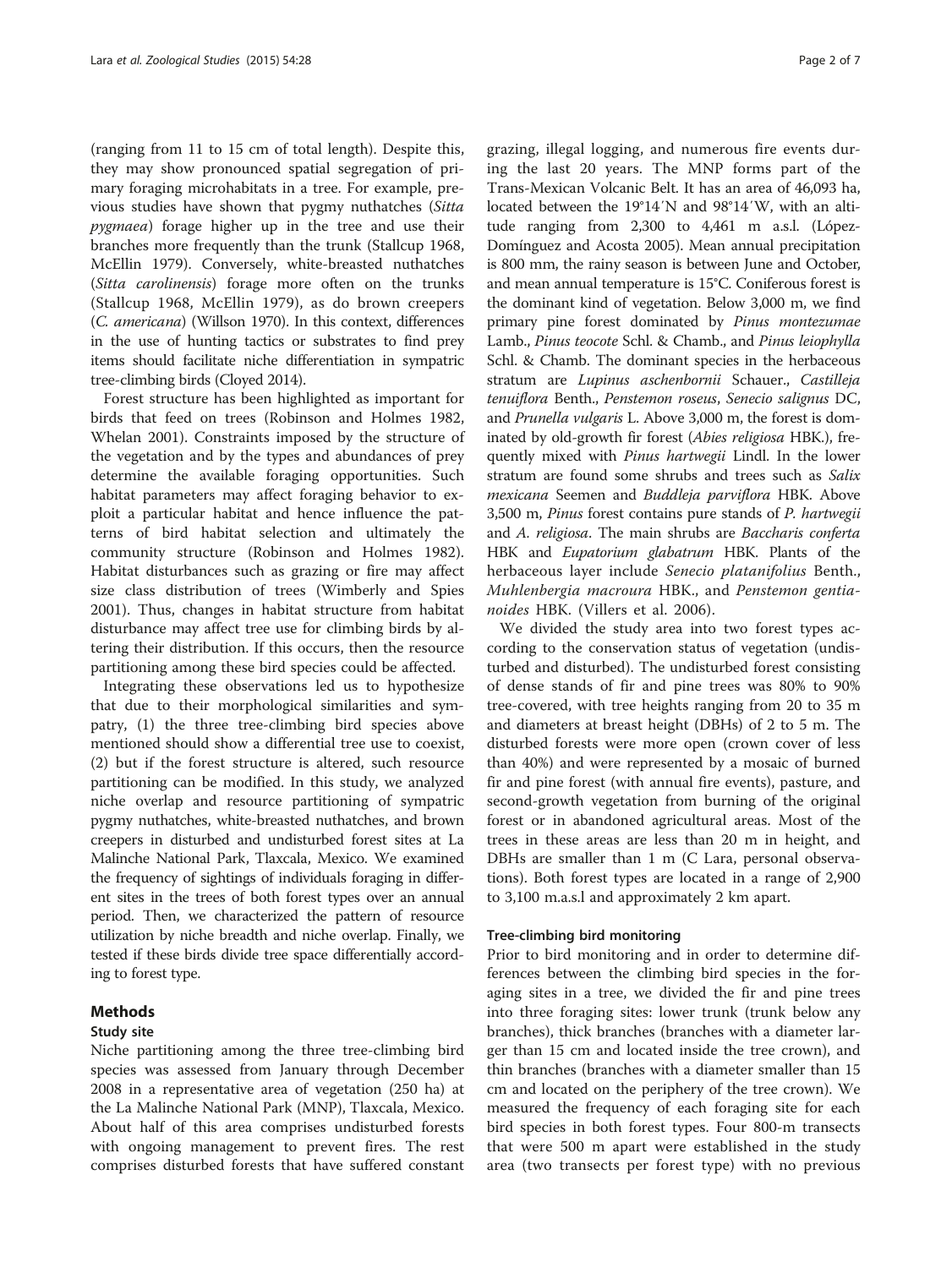(ranging from 11 to 15 cm of total length). Despite this, they may show pronounced spatial segregation of primary foraging microhabitats in a tree. For example, previous studies have shown that pygmy nuthatches (*Sitta pygmaea*) forage higher up in the tree and use their branches more frequently than the trunk (Stallcup 1968, McEllin 1979). Conversely, white-breasted nuthatches (*Sitta carolinensis*) forage more often on the trunks (Stallcup 1968, McEllin 1979), as do brown creepers (*C. americana*) (Willson 1970). In this context, differences in the use of hunting tactics or substrates to find prey items should facilitate niche differentiation in sympatric tree-climbing birds (Cloyed 2014).

Forest structure has been highlighted as important for birds that feed on trees (Robinson and Holmes 1982, Whelan 2001). Constraints imposed by the structure of the vegetation and by the types and abundances of prey determine the available foraging opportunities. Such habitat parameters may affect foraging behavior to exploit a particular habitat and hence influence the patterns of bird habitat selection and ultimately the community structure (Robinson and Holmes 1982). Habitat disturbances such as grazing or fire may affect size class distribution of trees (Wimberly and Spies 2001). Thus, changes in habitat structure from habitat disturbance may affect tree use for climbing birds by altering their distribution. If this occurs, then the resource partitioning among these bird species could be affected.

Integrating these observations led us to hypothesize that due to their morphological similarities and sympatry, (1) the three tree-climbing bird species above mentioned should show a differential tree use to coexist, (2) but if the forest structure is altered, such resource partitioning can be modified. In this study, we analyzed niche overlap and resource partitioning of sympatric pygmy nuthatches, white-breasted nuthatches, and brown creepers in disturbed and undisturbed forest sites at La Malinche National Park, Tlaxcala, Mexico. We examined the frequency of sightings of individuals foraging in different sites in the trees of both forest types over an annual period. Then, we characterized the pattern of resource utilization by niche breadth and niche overlap. Finally, we tested if these birds divide tree space differentially according to forest type.

## Methods

### Study site

Niche partitioning among the three tree-climbing bird species was assessed from January through December 2008 in a representative area of vegetation (250 ha) at the La Malinche National Park (MNP), Tlaxcala, Mexico. About half of this area comprises undisturbed forests with ongoing management to prevent fires. The rest comprises disturbed forests that have suffered constant grazing, illegal logging, and numerous fire events during the last 20 years. The MNP forms part of the Trans-Mexican Volcanic Belt. It has an area of 46,093 ha, located between the 19°14′N and 98°14′W, with an altitude ranging from 2,300 to 4,461 m a.s.l. (López-Domínguez and Acosta 2005). Mean annual precipitation is 800 mm, the rainy season is between June and October, and mean annual temperature is 15°C. Coniferous forest is the dominant kind of vegetation. Below 3,000 m, we find primary pine forest dominated by *Pinus montezumae* Lamb., *Pinus teocote* Schl. & Chamb., and *Pinus leiophylla* Schl. & Chamb. The dominant species in the herbaceous stratum are *Lupinus aschenbornii* Schauer., *Castilleja tenuiflora* Benth., *Penstemon roseus*, *Senecio salignus* DC, and *Prunella vulgaris* L. Above 3,000 m, the forest is dominated by old-growth fir forest (*Abies religiosa* HBK.), frequently mixed with *Pinus hartwegii* Lindl. In the lower stratum are found some shrubs and trees such as *Salix mexicana* Seemen and *Buddleja parviflora* HBK. Above 3,500 m, *Pinus* forest contains pure stands of *P. hartwegii* and *A. religiosa*. The main shrubs are *Baccharis conferta* HBK and *Eupatorium glabatrum* HBK. Plants of the herbaceous layer include *Senecio platanifolius* Benth., *Muhlenbergia macroura* HBK., and *Penstemon gentianoides* HBK. (Villers et al. 2006).

We divided the study area into two forest types according to the conservation status of vegetation (undisturbed and disturbed). The undisturbed forest consisting of dense stands of fir and pine trees was 80% to 90% tree-covered, with tree heights ranging from 20 to 35 m and diameters at breast height (DBHs) of 2 to 5 m. The disturbed forests were more open (crown cover of less than 40%) and were represented by a mosaic of burned fir and pine forest (with annual fire events), pasture, and second-growth vegetation from burning of the original forest or in abandoned agricultural areas. Most of the trees in these areas are less than 20 m in height, and DBHs are smaller than 1 m (C Lara, personal observations). Both forest types are located in a range of 2,900 to 3,100 m.a.s.l and approximately 2 km apart.

### Tree-climbing bird monitoring

Prior to bird monitoring and in order to determine differences between the climbing bird species in the foraging sites in a tree, we divided the fir and pine trees into three foraging sites: lower trunk (trunk below any branches), thick branches (branches with a diameter larger than 15 cm and located inside the tree crown), and thin branches (branches with a diameter smaller than 15 cm and located on the periphery of the tree crown). We measured the frequency of each foraging site for each bird species in both forest types. Four 800-m transects that were 500 m apart were established in the study area (two transects per forest type) with no previous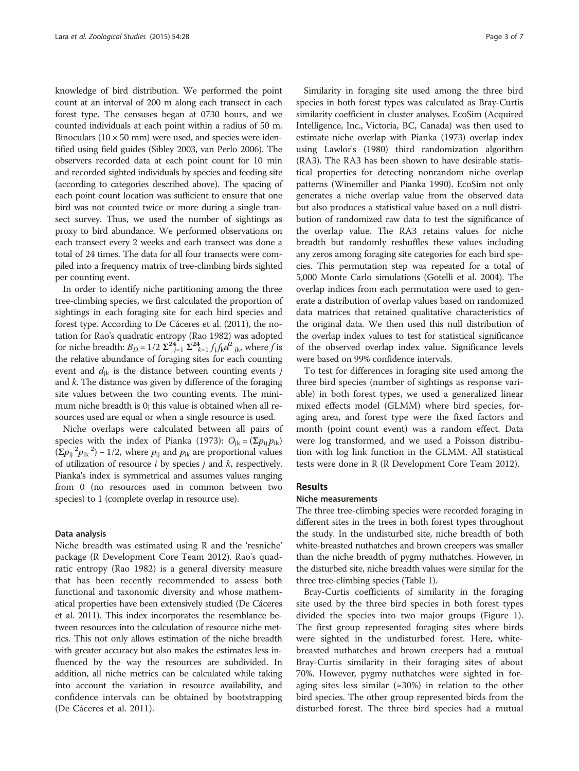knowledge of bird distribution. We performed the point count at an interval of 200 m along each transect in each forest type. The censuses began at 0730 hours, and we counted individuals at each point within a radius of 50 m. Binoculars (10 × 50 mm) were used, and species were identified using field guides (Sibley 2003, van Perlo 2006). The observers recorded data at each point count for 10 min and recorded sighted individuals by species and feeding site (according to categories described above). The spacing of each point count location was sufficient to ensure that one bird was not counted twice or more during a single transect survey. Thus, we used the number of sightings as proxy to bird abundance. We performed observations on each transect every 2 weeks and each transect was done a total of 24 times. The data for all four transects were compiled into a frequency matrix of tree-climbing birds sighted per counting event.

In order to identify niche partitioning among the three tree-climbing species, we first calculated the proportion of sightings in each foraging site for each bird species and forest type. According to De Cáceres et al. (2011), the notation for Rao's quadratic entropy (Rao 1982) was adopted for niche breadth: $B_D = 1/2\ \Sigma^{24}_{j=1}\ \Sigma^{24}_{k=1} f_j f_k d^2_{jk}$, where $f$ is the relative abundance of foraging sites for each counting event and $d_{jk}$ is the distance between counting events $j$ and $k$. The distance was given by difference of the foraging site values between the two counting events. The minimum niche breadth is 0; this value is obtained when all resources used are equal or when a single resource is used.

Niche overlaps were calculated between all pairs of species with the index of Pianka (1973): $O_{jk} = (\Sigma p_{ij} p_{ik})(\Sigma p_{ij}{}^2 p_{ik}{}^2) - 1/2$, where $p_{ij}$ and $p_{ik}$ are proportional values of utilization of resource $i$ by species $j$ and $k$, respectively. Pianka's index is symmetrical and assumes values ranging from 0 (no resources used in common between two species) to 1 (complete overlap in resource use).

### Data analysis

Niche breadth was estimated using R and the 'resniche' package (R Development Core Team 2012). Rao's quadratic entropy (Rao 1982) is a general diversity measure that has been recently recommended to assess both functional and taxonomic diversity and whose mathematical properties have been extensively studied (De Cáceres et al. 2011). This index incorporates the resemblance between resources into the calculation of resource niche metrics. This not only allows estimation of the niche breadth with greater accuracy but also makes the estimates less influenced by the way the resources are subdivided. In addition, all niche metrics can be calculated while taking into account the variation in resource availability, and confidence intervals can be obtained by bootstrapping (De Cáceres et al. 2011).

Similarity in foraging site used among the three bird species in both forest types was calculated as Bray-Curtis similarity coefficient in cluster analyses. EcoSim (Acquired Intelligence, Inc., Victoria, BC, Canada) was then used to estimate niche overlap with Pianka (1973) overlap index using Lawlor's (1980) third randomization algorithm (RA3). The RA3 has been shown to have desirable statistical properties for detecting nonrandom niche overlap patterns (Winemiller and Pianka 1990). EcoSim not only generates a niche overlap value from the observed data but also produces a statistical value based on a null distribution of randomized raw data to test the significance of the overlap value. The RA3 retains values for niche breadth but randomly reshuffles these values including any zeros among foraging site categories for each bird species. This permutation step was repeated for a total of 5,000 Monte Carlo simulations (Gotelli et al. 2004). The overlap indices from each permutation were used to generate a distribution of overlap values based on randomized data matrices that retained qualitative characteristics of the original data. We then used this null distribution of the overlap index values to test for statistical significance of the observed overlap index value. Significance levels were based on 99% confidence intervals.

To test for differences in foraging site used among the three bird species (number of sightings as response variable) in both forest types, we used a generalized linear mixed effects model (GLMM) where bird species, foraging area, and forest type were the fixed factors and month (point count event) was a random effect. Data were log transformed, and we used a Poisson distribution with log link function in the GLMM. All statistical tests were done in R (R Development Core Team 2012).

## Results

### Niche measurements

The three tree-climbing species were recorded foraging in different sites in the trees in both forest types throughout the study. In the undisturbed site, niche breadth of both white-breasted nuthatches and brown creepers was smaller than the niche breadth of pygmy nuthatches. However, in the disturbed site, niche breadth values were similar for the three tree-climbing species (Table 1).

Bray-Curtis coefficients of similarity in the foraging site used by the three bird species in both forest types divided the species into two major groups (Figure 1). The first group represented foraging sites where birds were sighted in the undisturbed forest. Here, white-breasted nuthatches and brown creepers had a mutual Bray-Curtis similarity in their foraging sites of about 70%. However, pygmy nuthatches were sighted in foraging sites less similar (≈30%) in relation to the other bird species. The other group represented birds from the disturbed forest. The three bird species had a mutual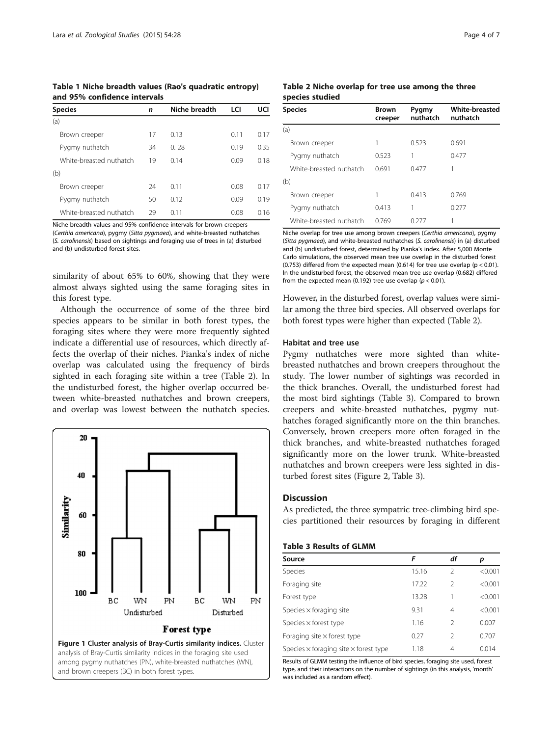**Table 1 Niche breadth values (Rao's quadratic entropy) and 95% confidence intervals**

| Species | n | Niche breadth | LCI | UCI |
|---|---|---|---|---|
| (a) | | | | |
| Brown creeper | 17 | 0.13 | 0.11 | 0.17 |
| Pygmy nuthatch | 34 | 0. 28 | 0.19 | 0.35 |
| White-breasted nuthatch | 19 | 0.14 | 0.09 | 0.18 |
| (b) | | | | |
| Brown creeper | 24 | 0.11 | 0.08 | 0.17 |
| Pygmy nuthatch | 50 | 0.12 | 0.09 | 0.19 |
| White-breasted nuthatch | 29 | 0.11 | 0.08 | 0.16 |

Niche breadth values and 95% confidence intervals for brown creepers (*Certhia americana*), pygmy (*Sitta pygmaea*), and white-breasted nuthatches (*S. carolinensis*) based on sightings and foraging use of trees in (a) disturbed and (b) undisturbed forest sites.

similarity of about 65% to 60%, showing that they were almost always sighted using the same foraging sites in this forest type.

Although the occurrence of some of the three bird species appears to be similar in both forest types, the foraging sites where they were more frequently sighted indicate a differential use of resources, which directly affects the overlap of their niches. Pianka's index of niche overlap was calculated using the frequency of birds sighted in each foraging site within a tree (Table 2). In the undisturbed forest, the higher overlap occurred between white-breasted nuthatches and brown creepers, and overlap was lowest between the nuthatch species.

Figure 1 Cluster analysis of Bray-Curtis similarity indices. Cluster analysis of Bray-Curtis similarity indices in the foraging site used among pygmy nuthatches (PN), white-breasted nuthatches (WN), and brown creepers (BC) in both forest types.

**Table 2 Niche overlap for tree use among the three species studied**

| Species | Brown creeper | Pygmy nuthatch | White-breasted nuthatch |
|---|---|---|---|
| (a) | | | |
| Brown creeper | 1 | 0.523 | 0.691 |
| Pygmy nuthatch | 0.523 | 1 | 0.477 |
| White-breasted nuthatch | 0.691 | 0.477 | 1 |
| (b) | | | |
| Brown creeper | 1 | 0.413 | 0.769 |
| Pygmy nuthatch | 0.413 | 1 | 0.277 |
| White-breasted nuthatch | 0.769 | 0.277 | 1 |

Niche overlap for tree use among brown creepers (*Certhia americana*), pygmy (*Sitta pygmaea*), and white-breasted nuthatches (*S. carolinensis*) in (a) disturbed and (b) undisturbed forest, determined by Pianka's index. After 5,000 Monte Carlo simulations, the observed mean tree use overlap in the disturbed forest (0.753) differed from the expected mean (0.614) for tree use overlap ($p < 0.01$). In the undisturbed forest, the observed mean tree use overlap (0.682) differed from the expected mean (0.192) tree use overlap ($p < 0.01$).

However, in the disturbed forest, overlap values were similar among the three bird species. All observed overlaps for both forest types were higher than expected (Table 2).

### Habitat and tree use

Pygmy nuthatches were more sighted than white-breasted nuthatches and brown creepers throughout the study. The lower number of sightings was recorded in the thick branches. Overall, the undisturbed forest had the most bird sightings (Table 3). Compared to brown creepers and white-breasted nuthatches, pygmy nuthatches foraged significantly more on the thin branches. Conversely, brown creepers more often foraged in the thick branches, and white-breasted nuthatches foraged significantly more on the lower trunk. White-breasted nuthatches and brown creepers were less sighted in disturbed forest sites (Figure 2, Table 3).

## Discussion

As predicted, the three sympatric tree-climbing bird species partitioned their resources by foraging in different

**Table 3 Results of GLMM**

| Source | F | df | p |
|---|---|---|---|
| Species | 15.16 | 2 | <0.001 |
| Foraging site | 17.22 | 2 | <0.001 |
| Forest type | 13.28 | 1 | <0.001 |
| Species × foraging site | 9.31 | 4 | <0.001 |
| Species × forest type | 1.16 | 2 | 0.007 |
| Foraging site × forest type | 0.27 | 2 | 0.707 |
| Species × foraging site × forest type | 1.18 | 4 | 0.014 |

Results of GLMM testing the influence of bird species, foraging site used, forest type, and their interactions on the number of sightings (in this analysis, 'month' was included as a random effect).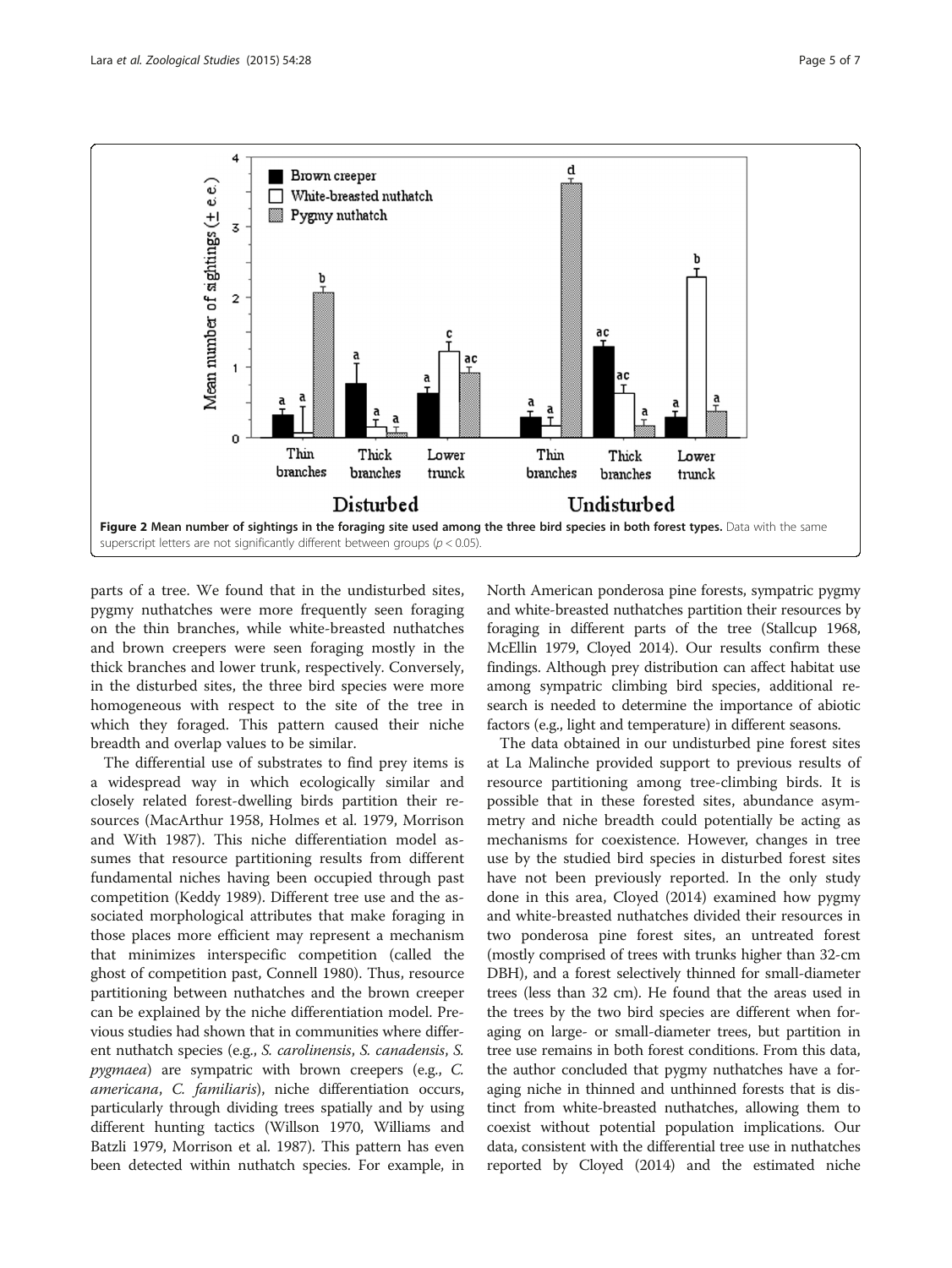**Figure 2 Mean number of sightings in the foraging site used among the three bird species in both forest types.** Data with the same superscript letters are not significantly different between groups ($p < 0.05$).

parts of a tree. We found that in the undisturbed sites, pygmy nuthatches were more frequently seen foraging on the thin branches, while white-breasted nuthatches and brown creepers were seen foraging mostly in the thick branches and lower trunk, respectively. Conversely, in the disturbed sites, the three bird species were more homogeneous with respect to the site of the tree in which they foraged. This pattern caused their niche breadth and overlap values to be similar.

The differential use of substrates to find prey items is a widespread way in which ecologically similar and closely related forest-dwelling birds partition their resources (MacArthur 1958, Holmes et al. 1979, Morrison and With 1987). This niche differentiation model assumes that resource partitioning results from different fundamental niches having been occupied through past competition (Keddy 1989). Different tree use and the associated morphological attributes that make foraging in those places more efficient may represent a mechanism that minimizes interspecific competition (called the ghost of competition past, Connell 1980). Thus, resource partitioning between nuthatches and the brown creeper can be explained by the niche differentiation model. Previous studies had shown that in communities where different nuthatch species (e.g., *S. carolinensis*, *S. canadensis*, *S. pygmaea*) are sympatric with brown creepers (e.g., *C. americana*, *C. familiaris*), niche differentiation occurs, particularly through dividing trees spatially and by using different hunting tactics (Willson 1970, Williams and Batzli 1979, Morrison et al. 1987). This pattern has even been detected within nuthatch species. For example, in North American ponderosa pine forests, sympatric pygmy and white-breasted nuthatches partition their resources by foraging in different parts of the tree (Stallcup 1968, McEllin 1979, Cloyed 2014). Our results confirm these findings. Although prey distribution can affect habitat use among sympatric climbing bird species, additional research is needed to determine the importance of abiotic factors (e.g., light and temperature) in different seasons.

The data obtained in our undisturbed pine forest sites at La Malinche provided support to previous results of resource partitioning among tree-climbing birds. It is possible that in these forested sites, abundance asymmetry and niche breadth could potentially be acting as mechanisms for coexistence. However, changes in tree use by the studied bird species in disturbed forest sites have not been previously reported. In the only study done in this area, Cloyed (2014) examined how pygmy and white-breasted nuthatches divided their resources in two ponderosa pine forest sites, an untreated forest (mostly comprised of trees with trunks higher than 32-cm DBH), and a forest selectively thinned for small-diameter trees (less than 32 cm). He found that the areas used in the trees by the two bird species are different when foraging on large- or small-diameter trees, but partition in tree use remains in both forest conditions. From this data, the author concluded that pygmy nuthatches have a foraging niche in thinned and unthinned forests that is distinct from white-breasted nuthatches, allowing them to coexist without potential population implications. Our data, consistent with the differential tree use in nuthatches reported by Cloyed (2014) and the estimated niche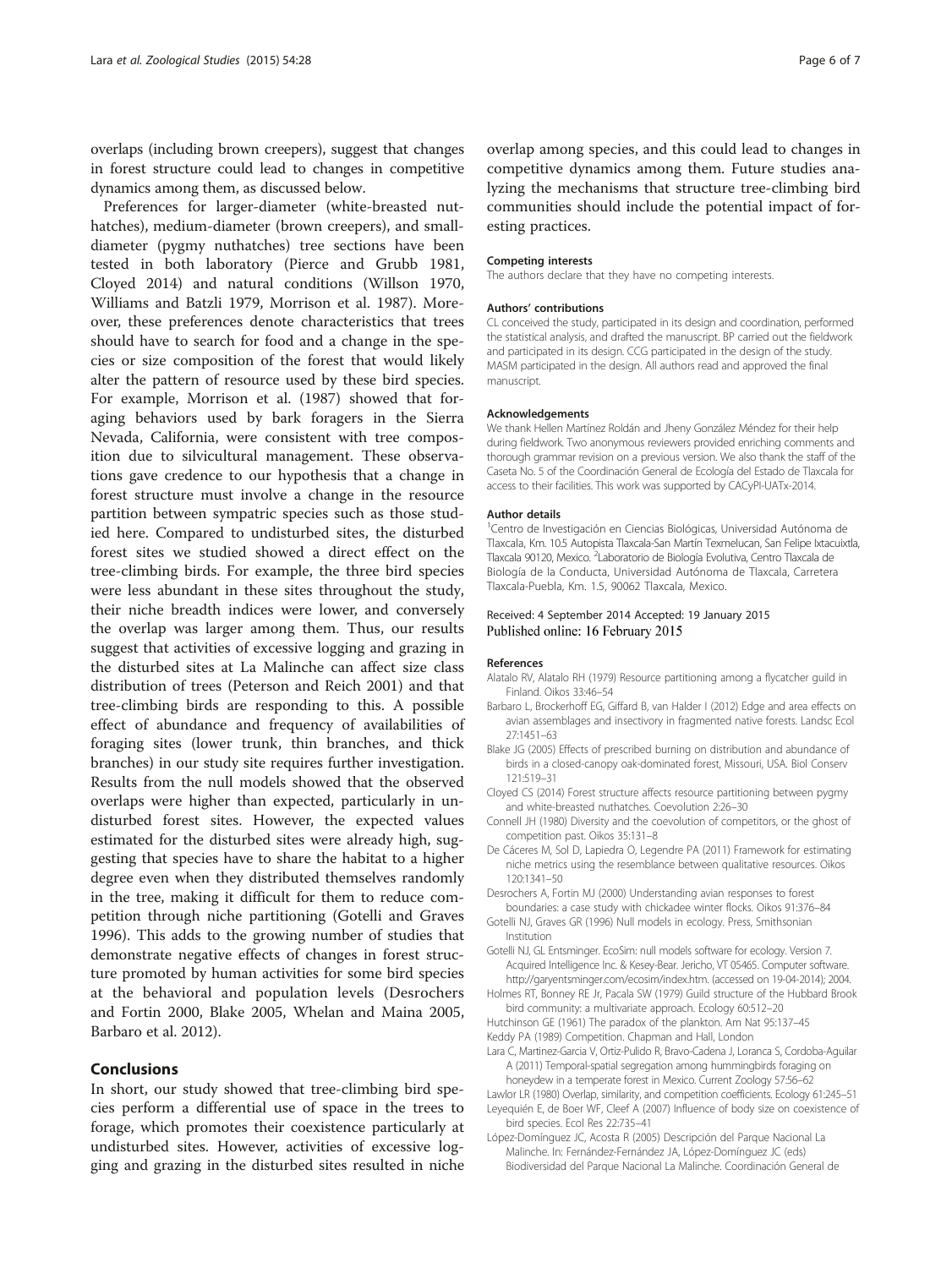overlaps (including brown creepers), suggest that changes in forest structure could lead to changes in competitive dynamics among them, as discussed below.

Preferences for larger-diameter (white-breasted nuthatches), medium-diameter (brown creepers), and small-diameter (pygmy nuthatches) tree sections have been tested in both laboratory (Pierce and Grubb 1981, Cloyed 2014) and natural conditions (Willson 1970, Williams and Batzli 1979, Morrison et al. 1987). Moreover, these preferences denote characteristics that trees should have to search for food and a change in the species or size composition of the forest that would likely alter the pattern of resource used by these bird species. For example, Morrison et al. (1987) showed that foraging behaviors used by bark foragers in the Sierra Nevada, California, were consistent with tree composition due to silvicultural management. These observations gave credence to our hypothesis that a change in forest structure must involve a change in the resource partition between sympatric species such as those studied here. Compared to undisturbed sites, the disturbed forest sites we studied showed a direct effect on the tree-climbing birds. For example, the three bird species were less abundant in these sites throughout the study, their niche breadth indices were lower, and conversely the overlap was larger among them. Thus, our results suggest that activities of excessive logging and grazing in the disturbed sites at La Malinche can affect size class distribution of trees (Peterson and Reich 2001) and that tree-climbing birds are responding to this. A possible effect of abundance and frequency of availabilities of foraging sites (lower trunk, thin branches, and thick branches) in our study site requires further investigation. Results from the null models showed that the observed overlaps were higher than expected, particularly in undisturbed forest sites. However, the expected values estimated for the disturbed sites were already high, suggesting that species have to share the habitat to a higher degree even when they distributed themselves randomly in the tree, making it difficult for them to reduce competition through niche partitioning (Gotelli and Graves 1996). This adds to the growing number of studies that demonstrate negative effects of changes in forest structure promoted by human activities for some bird species at the behavioral and population levels (Desrochers and Fortin 2000, Blake 2005, Whelan and Maina 2005, Barbaro et al. 2012).

## Conclusions

In short, our study showed that tree-climbing bird species perform a differential use of space in the trees to forage, which promotes their coexistence particularly at undisturbed sites. However, activities of excessive logging and grazing in the disturbed sites resulted in niche overlap among species, and this could lead to changes in competitive dynamics among them. Future studies analyzing the mechanisms that structure tree-climbing bird communities should include the potential impact of foresting practices.

#### Competing interests

The authors declare that they have no competing interests.

#### Authors' contributions

CL conceived the study, participated in its design and coordination, performed the statistical analysis, and drafted the manuscript. BP carried out the fieldwork and participated in its design. CCG participated in the design of the study. MASM participated in the design. All authors read and approved the final manuscript.

#### Acknowledgements

We thank Hellen Martínez Roldán and Jheny González Méndez for their help during fieldwork. Two anonymous reviewers provided enriching comments and thorough grammar revision on a previous version. We also thank the staff of the Caseta No. 5 of the Coordinación General de Ecología del Estado de Tlaxcala for access to their facilities. This work was supported by CACyPI-UATx-2014.

#### Author details

[1]Centro de Investigación en Ciencias Biológicas, Universidad Autónoma de Tlaxcala, Km. 10.5 Autopista Tlaxcala-San Martín Texmelucan, San Felipe Ixtacuixtla, Tlaxcala 90120, Mexico. [2]Laboratorio de Biología Evolutiva, Centro Tlaxcala de Biología de la Conducta, Universidad Autónoma de Tlaxcala, Carretera Tlaxcala-Puebla, Km. 1.5, 90062 Tlaxcala, Mexico.

Received: 4 September 2014 Accepted: 19 January 2015
Published online: 16 February 2015

#### References

Alatalo RV, Alatalo RH (1979) Resource partitioning among a flycatcher guild in Finland. Oikos 33:46–54

Barbaro L, Brockerhoff EG, Giffard B, van Halder I (2012) Edge and area effects on avian assemblages and insectivory in fragmented native forests. Landsc Ecol 27:1451–63

Blake JG (2005) Effects of prescribed burning on distribution and abundance of birds in a closed-canopy oak-dominated forest, Missouri, USA. Biol Conserv 121:519–31

Cloyed CS (2014) Forest structure affects resource partitioning between pygmy and white-breasted nuthatches. Coevolution 2:26–30

Connell JH (1980) Diversity and the coevolution of competitors, or the ghost of competition past. Oikos 35:131–8

De Cáceres M, Sol D, Lapiedra O, Legendre PA (2011) Framework for estimating niche metrics using the resemblance between qualitative resources. Oikos 120:1341–50

Desrochers A, Fortin MJ (2000) Understanding avian responses to forest boundaries: a case study with chickadee winter flocks. Oikos 91:376–84

Gotelli NJ, Graves GR (1996) Null models in ecology. Press, Smithsonian Institution

Gotelli NJ, GL Entsminger. EcoSim: null models software for ecology. Version 7. Acquired Intelligence Inc. & Kesey-Bear. Jericho, VT 05465. Computer software. http://garyentsminger.com/ecosim/index.htm. (accessed on 19-04-2014); 2004.

Holmes RT, Bonney RE Jr, Pacala SW (1979) Guild structure of the Hubbard Brook bird community: a multivariate approach. Ecology 60:512–20

Hutchinson GE (1961) The paradox of the plankton. Am Nat 95:137–45

Keddy PA (1989) Competition. Chapman and Hall, London

Lara C, Martinez-Garcia V, Ortiz-Pulido R, Bravo-Cadena J, Loranca S, Cordoba-Aguilar A (2011) Temporal-spatial segregation among hummingbirds foraging on honeydew in a temperate forest in Mexico. Current Zoology 57:56–62

Lawlor LR (1980) Overlap, similarity, and competition coefficients. Ecology 61:245–51

Leyequién E, de Boer WF, Cleef A (2007) Influence of body size on coexistence of bird species. Ecol Res 22:735–41

López-Domínguez JC, Acosta R (2005) Descripción del Parque Nacional La Malinche. In: Fernández-Fernández JA, López-Domínguez JC (eds) Biodiversidad del Parque Nacional La Malinche. Coordinación General de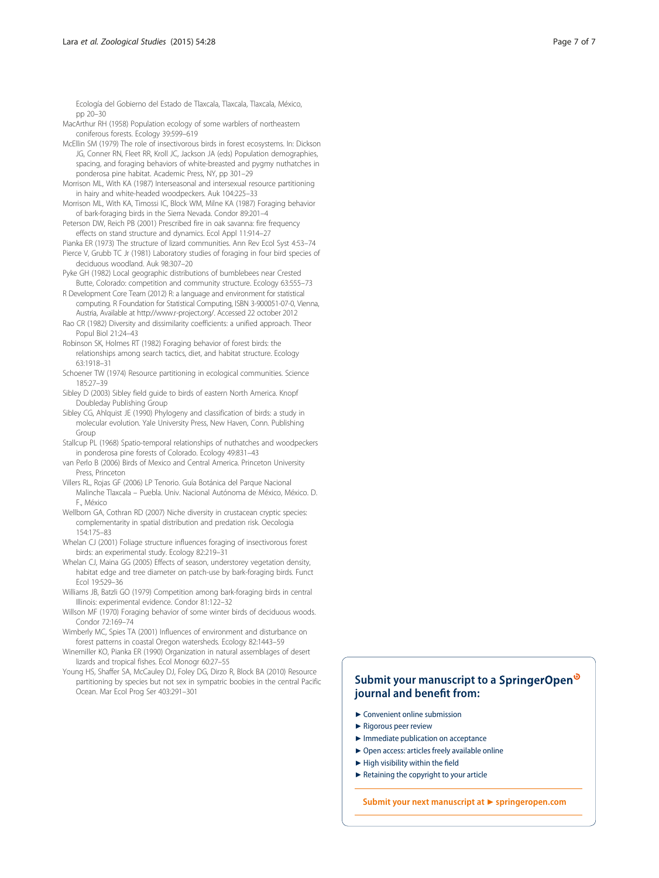Ecología del Gobierno del Estado de Tlaxcala, Tlaxcala, Tlaxcala, México, pp 20–30

MacArthur RH (1958) Population ecology of some warblers of northeastern coniferous forests. Ecology 39:599–619

McEllin SM (1979) The role of insectivorous birds in forest ecosystems. In: Dickson JG, Conner RN, Fleet RR, Kroll JC, Jackson JA (eds) Population demographies, spacing, and foraging behaviors of white-breasted and pygmy nuthatches in ponderosa pine habitat. Academic Press, NY, pp 301–29

Morrison ML, With KA (1987) Interseasonal and intersexual resource partitioning in hairy and white-headed woodpeckers. Auk 104:225–33

Morrison ML, With KA, Timossi IC, Block WM, Milne KA (1987) Foraging behavior of bark-foraging birds in the Sierra Nevada. Condor 89:201–4

Peterson DW, Reich PB (2001) Prescribed fire in oak savanna: fire frequency effects on stand structure and dynamics. Ecol Appl 11:914–27

Pianka ER (1973) The structure of lizard communities. Ann Rev Ecol Syst 4:53–74

Pierce V, Grubb TC Jr (1981) Laboratory studies of foraging in four bird species of deciduous woodland. Auk 98:307–20

Pyke GH (1982) Local geographic distributions of bumblebees near Crested Butte, Colorado: competition and community structure. Ecology 63:555–73

R Development Core Team (2012) R: a language and environment for statistical computing. R Foundation for Statistical Computing, ISBN 3-900051-07-0, Vienna, Austria, Available at http://www.r-project.org/. Accessed 22 october 2012

Rao CR (1982) Diversity and dissimilarity coefficients: a unified approach. Theor Popul Biol 21:24–43

Robinson SK, Holmes RT (1982) Foraging behavior of forest birds: the relationships among search tactics, diet, and habitat structure. Ecology 63:1918–31

Schoener TW (1974) Resource partitioning in ecological communities. Science 185:27–39

Sibley D (2003) Sibley field guide to birds of eastern North America. Knopf Doubleday Publishing Group

Sibley CG, Ahlquist JE (1990) Phylogeny and classification of birds: a study in molecular evolution. Yale University Press, New Haven, Conn. Publishing Group

Stallcup PL (1968) Spatio-temporal relationships of nuthatches and woodpeckers in ponderosa pine forests of Colorado. Ecology 49:831–43

van Perlo B (2006) Birds of Mexico and Central America. Princeton University Press, Princeton

Villers RL, Rojas GF (2006) LP Tenorio. Guía Botánica del Parque Nacional Malinche Tlaxcala – Puebla. Univ. Nacional Autónoma de México, México. D. F., México

Wellborn GA, Cothran RD (2007) Niche diversity in crustacean cryptic species: complementarity in spatial distribution and predation risk. Oecologia 154:175–83

Whelan CJ (2001) Foliage structure influences foraging of insectivorous forest birds: an experimental study. Ecology 82:219–31

Whelan CJ, Maina GG (2005) Effects of season, understorey vegetation density, habitat edge and tree diameter on patch-use by bark-foraging birds. Funct Ecol 19:529–36

Williams JB, Batzli GO (1979) Competition among bark-foraging birds in central Illinois: experimental evidence. Condor 81:122–32

Willson MF (1970) Foraging behavior of some winter birds of deciduous woods. Condor 72:169–74

Wimberly MC, Spies TA (2001) Influences of environment and disturbance on forest patterns in coastal Oregon watersheds. Ecology 82:1443–59

Winemiller KO, Pianka ER (1990) Organization in natural assemblages of desert lizards and tropical fishes. Ecol Monogr 60:27–55

Young HS, Shaffer SA, McCauley DJ, Foley DG, Dirzo R, Block BA (2010) Resource partitioning by species but not sex in sympatric boobies in the central Pacific Ocean. Mar Ecol Prog Ser 403:291–301

**Submit your manuscript to a SpringerOpen journal and benefit from:**

- ► Convenient online submission
- ► Rigorous peer review
- ► Immediate publication on acceptance
- ► Open access: articles freely available online
- ► High visibility within the field
- ► Retaining the copyright to your article

**Submit your next manuscript at ► springeropen.com**